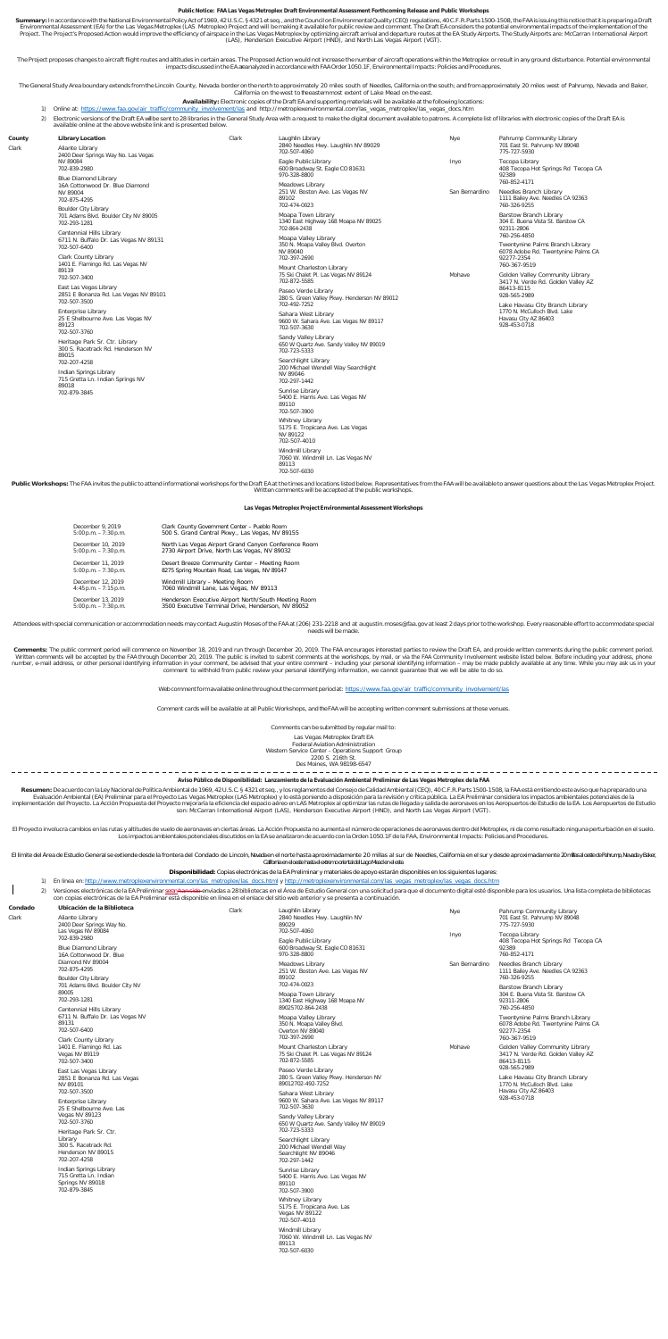# Public Notice: FAA Las Vegas Metroplex Draft Environmental Assessment Confronting Release and Public Workshops

**Summary:** In accordance with the National Environmental Policy Act of 1969, 42 U.S.C. § 4321 et seq., and the Council on Environmental Quality (CEQ) regulations, 40 C.F.R. Parts 1500-1508, the FAA is issuing this notice that it is preparing a Draft Environmental Assessment (EA) for the Las Vegas Metroplex (LAS Metroplex) Project and will be making it available for public review and comment. The Draft EA considers the potential environmental impacts of the implementation of the Project. The Project's Proposed Action would improve the efficiency of airspace in the Las Vegas Metroplex by optimizing aircraft arrival and departure routes at the EA Study Airports. The Study Airports are: McCarran International Airport (LAS), Henderson Executive Airport (HND), and North Las Vegas Airport (VGT).

The Project proposes changes to aircraft flight routes and altitudes in certain areas. The Proposed Action would not increase the number of aircraft operations within the Metroplex or result in any ground disturbance. Potential environmental impacts discussed in the EA are analyzed in accordance with FAA Order 1050.1F, Environmental Impacts: Policies and Procedures.

The General Study Area boundary extends from the Lincoln County, Nevada border on the north to approximately 20 miles south of Needles, California on the south; and from approximately 20 miles west of Pahrump, Nevada and Baker, California on the west to the easternmost extent of Lake Mead on the east.

**Availability:** Electronic copies of the Draft EA and supporting materials will be available at the following locations:

1) Online at: https://www.faa.gov/air_traffic/community_involvement/las and http://metroplexenvironmental.com/las_vegas_metroplex/las_vegas_docs.htm
2) Electronic versions of the Draft EA will be sent to 28 libraries in the General Study Area with a request to make the digital document available to patrons. A complete list of libraries with electronic copies of the Draft EA is available online at the above website link and is presented below.

| County | Library Location |
|---|---|
| Clark | Aliante Library, 2400 Deer Springs Way No. Las Vegas NV 89084, 702-839-2980 |
| | Blue Diamond Library, 16A Cottonwood Dr. Blue Diamond NV 89004, 702-875-4295 |
| | Boulder City Library, 701 Adams Blvd. Boulder City NV 89005, 702-293-1281 |
| | Centennial Hills Library, 6711 N. Buffalo Dr. Las Vegas NV 89131, 702-507-6400 |
| | Clark County Library, 1401 E. Flamingo Rd. Las Vegas NV 89119, 702-507-3400 |
| | East Las Vegas Library, 2851 E Bonanza Rd. Las Vegas NV 89101, 702-507-3500 |
| | Enterprise Library, 25 E Shelbourne Ave. Las Vegas NV 89123, 702-507-3760 |
| | Heritage Park Sr. Ctr. Library, 300 S. Racetrack Rd. Henderson NV 89015, 702-207-4258 |
| | Indian Springs Library, 715 Gretta Ln. Indian Springs NV 89018, 702-879-3845 |
| Clark | Laughlin Library, 2840 Needles Hwy. Laughlin NV 89029, 702-507-4060 |
| | Eagle Public Library, 600 Broadway St. Eagle CO 81631, 970-328-8800 |
| | Meadows Library, 251 W. Boston Ave. Las Vegas NV 89102, 702-474-0023 |
| | Moapa Town Library, 1340 East Highway 168 Moapa NV 89025, 702-864-2438 |
| | Moapa Valley Library, 350 N. Moapa Valley Blvd. Overton NV 89040, 702-397-2690 |
| | Mount Charleston Library, 75 Ski Chalet Pl. Las Vegas NV 89124, 702-872-5585 |
| | Paseo Verde Library, 280 S. Green Valley Pkwy. Henderson NV 89012, 702-492-7252 |
| | Sahara West Library, 9600 W. Sahara Ave. Las Vegas NV 89117, 702-507-3630 |
| | Sandy Valley Library, 650 W Quartz Ave. Sandy Valley NV 89019, 702-723-5333 |
| | Searchlight Library, 200 Michael Wendell Way Searchlight NV 89046, 702-297-1442 |
| | Sunrise Library, 5400 E. Harris Ave. Las Vegas NV 89110, 702-507-3900 |
| | Whitney Library, 5175 E. Tropicana Ave. Las Vegas NV 89122, 702-507-4010 |
| | Windmill Library, 7060 W. Windmill Ln. Las Vegas NV 89113, 702-507-6030 |
| Nye | Pahrump Community Library, 701 East St. Pahrump NV 89048, 775-727-5930 |
| Inyo | Tecopa Library, 408 Tecopa Hot Springs Rd Tecopa CA 92389, 760-852-4171 |
| San Bernardino | Needles Branch Library, 1111 Bailey Ave. Needles CA 92363, 760-326-9255 |
| | Barstow Branch Library, 304 E. Buena Vista St. Barstow CA 92311-2806, 760-256-4850 |
| | Twentynine Palms Branch Library, 6078 Adobe Rd. Twentynine Palms CA 92277-2354, 760-367-9519 |
| Mohave | Golden Valley Community Library, 3417 N. Verde Rd. Golden Valley AZ 86413-8115, 928-565-2989 |
| | Lake Havasu City Branch Library, 1770 N. McCulloch Blvd. Lake Havasu City AZ 86403, 928-453-0718 |

**Public Workshops:** The FAA invites the public to attend informational workshops for the Draft EA at the times and locations listed below. Representatives from the FAA will be available to answer questions about the Las Vegas Metroplex Project. Written comments will be accepted at the public workshops.

### Las Vegas Metroplex Project Environmental Assessment Workshops

| Date / Time | Location |
|---|---|
| December 9, 2019, 5:00 p.m. – 7:30 p.m. | Clark County Government Center – Pueblo Room, 500 S. Grand Central Pkwy., Las Vegas, NV 89155 |
| December 10, 2019, 5:00 p.m. – 7:30 p.m. | North Las Vegas Airport Grand Canyon Conference Room, 2730 Airport Drive, North Las Vegas, NV 89032 |
| December 11, 2019, 5:00 p.m. – 7:30 p.m. | Desert Breeze Community Center – Meeting Room, 8275 Spring Mountain Road, Las Vegas, NV 89147 |
| December 12, 2019, 4:45 p.m. – 7:15 p.m. | Windmill Library – Meeting Room, 7060 Windmill Lane, Las Vegas, NV 89113 |
| December 13, 2019, 5:00 p.m. – 7:30 p.m. | Henderson Executive Airport North/South Meeting Room, 3500 Executive Terminal Drive, Henderson, NV 89052 |

Attendees with special communication or accommodation needs may contact Augustin Moses of the FAA at (206) 231-2218 and at augustin.moses@faa.gov at least 2 days prior to the workshop. Every reasonable effort to accommodate special needs will be made.

**Comments:** The public comment period will commence on November 18, 2019 and run through December 20, 2019. The FAA encourages interested parties to review the Draft EA, and provide written comments during the public comment period. Written comments will be accepted by the FAA through December 20, 2019. The public is invited to submit comments at the workshops, by mail, or via the FAA Community Involvement website listed below. Before including your address, phone number, e-mail address, or other personal identifying information in your comment, be advised that your entire comment – including your personal identifying information – may be made publicly available at any time. While you may ask us in your comment to withhold from public review your personal identifying information, we cannot guarantee that we will be able to do so.

Web comment form available online throughout the comment period at: https://www.faa.gov/air_traffic/community_involvement/las

Comment cards will be available at all Public Workshops, and the FAA will be accepting written comment submissions at those venues.

Comments can be submitted by regular mail to:

Las Vegas Metroplex Draft EA
Federal Aviation Administration
Western Service Center - Operations Support Group
2200 S. 216th St.
Des Moines, WA 98198-6547

---

## Aviso Público de Disponibilidad: Lanzamiento de la Evaluación Ambiental Preliminar de Las Vegas Metroplex de la FAA

**Resumen:** De acuerdo con la Ley Nacional de Política Ambiental de 1969, 42 U.S.C. § 4321 et seq., y los reglamentos del Consejo de Calidad Ambiental (CEQ), 40 C.F.R. Parts 1500-1508, la FAA está emitiendo este aviso que ha preparado una Evaluación Ambiental (EA) Preliminar para el Proyecto Las Vegas Metroplex (LAS Metroplex) y lo está poniendo a disposición para la revisión y crítica pública. La EA Preliminar considera los impactos ambientales potenciales de la implementación del Proyecto. La Acción Propuesta del Proyecto mejoraría la eficiencia del espacio aéreo en LAS Metroplex al optimizar las rutas de llegada y salida de aeronaves en los Aeropuertos de Estudio de la EA. Los Aeropuertos de Estudio son: McCarran International Airport (LAS), Henderson Executive Airport (HND), and North Las Vegas Airport (VGT).

El Proyecto involucra cambios en las rutas y altitudes de vuelo de aeronaves en ciertas áreas. La Acción Propuesta no aumenta el número de operaciones de aeronaves dentro del Metroplex, ni da como resultado ninguna perturbación en el suelo. Los impactos ambientales potenciales discutidos en la EA se analizaron de acuerdo con la Orden 1050.1F de la FAA, Environmental Impacts: Policies and Procedures.

El límite del Área de Estudio General se extiende desde la frontera del Condado de Lincoln, Nevada en el norte hasta aproximadamente 20 millas al sur de Needles, California en el sur y desde aproximadamente 20 millas al oeste de Pahrump, Nevada y Baker, California en el oeste hasta el extremo oriental del Lago Mead en el este.

**Disponibilidad:** Copias electrónicas de la EA Preliminar y materiales de apoyo estarán disponibles en los siguientes lugares:

1) En línea en: http://www.metroplexenvironmental.com/las_metroplex/las_docs.html y http://metroplexenvironmental.com/las_vegas_metroplex/las_vegas_docs.htm
2) Versiones electrónicas de la EA Preliminar ~~serán~~ han sido enviadas a 28 bibliotecas en el Área de Estudio General con una solicitud para que el documento digital esté disponible para los usuarios. Una lista completa de bibliotecas con copias electrónicas de la EA Preliminar está disponible en línea en el enlace del sitio web anterior y se presenta a continuación.

| Condado | Ubicación de la Biblioteca |
|---|---|
| Clark | Aliante Library, 2400 Deer Springs Way No. Las Vegas NV 89084, 702-839-2980 |
| | Blue Diamond Library, 16A Cottonwood Dr. Blue Diamond NV 89004, 702-875-4295 |
| | Boulder City Library, 701 Adams Blvd. Boulder City NV 89005, 702-293-1281 |
| | Centennial Hills Library, 6711 N. Buffalo Dr. Las Vegas NV 89131, 702-507-6400 |
| | Clark County Library, 1401 E. Flamingo Rd. Las Vegas NV 89119, 702-507-3400 |
| | East Las Vegas Library, 2851 E Bonanza Rd. Las Vegas NV 89101, 702-507-3500 |
| | Enterprise Library, 25 E Shelbourne Ave. Las Vegas NV 89123, 702-507-3760 |
| | Heritage Park Sr. Ctr. Library, 300 S. Racetrack Rd. Henderson NV 89015, 702-207-4258 |
| | Indian Springs Library, 715 Gretta Ln. Indian Springs NV 89018, 702-879-3845 |
| Clark | Laughlin Library, 2840 Needles Hwy. Laughlin NV 89029, 702-507-4060 |
| | Eagle Public Library, 600 Broadway St. Eagle CO 81631, 970-328-8800 |
| | Meadows Library, 251 W. Boston Ave. Las Vegas NV 89102, 702-474-0023 |
| | Moapa Town Library, 1340 East Highway 168 Moapa NV 89025702-864-2438 |
| | Moapa Valley Library, 350 N. Moapa Valley Blvd. Overton NV 89040, 702-397-2690 |
| | Mount Charleston Library, 75 Ski Chalet Pl. Las Vegas NV 89124, 702-872-5585 |
| | Paseo Verde Library, 280 S. Green Valley Pkwy. Henderson NV 89012702-492-7252 |
| | Sahara West Library, 9600 W. Sahara Ave. Las Vegas NV 89117, 702-507-3630 |
| | Sandy Valley Library, 650 W Quartz Ave. Sandy Valley NV 89019, 702-723-5333 |
| | Searchlight Library, 200 Michael Wendell Way Searchlight NV 89046, 702-297-1442 |
| | Sunrise Library, 5400 E. Harris Ave. Las Vegas NV 89110, 702-507-3900 |
| | Whitney Library, 5175 E. Tropicana Ave. Las Vegas NV 89122, 702-507-4010 |
| | Windmill Library, 7060 W. Windmill Ln. Las Vegas NV 89113, 702-507-6030 |
| Nye | Pahrump Community Library, 701 East St. Pahrump NV 89048, 775-727-5930 |
| Inyo | Tecopa Library, 408 Tecopa Hot Springs Rd Tecopa CA 92389, 760-852-4171 |
| San Bernardino | Needles Branch Library, 1111 Bailey Ave. Needles CA 92363, 760-326-9255 |
| | Barstow Branch Library, 304 E. Buena Vista St. Barstow CA 92311-2806, 760-256-4850 |
| | Twentynine Palms Branch Library, 6078 Adobe Rd. Twentynine Palms CA 92277-2354, 760-367-9519 |
| Mohave | Golden Valley Community Library, 3417 N. Verde Rd. Golden Valley AZ 86413-8115, 928-565-2989 |
| | Lake Havasu City Branch Library, 1770 N. McCulloch Blvd. Lake Havasu City AZ 86403, 928-453-0718 |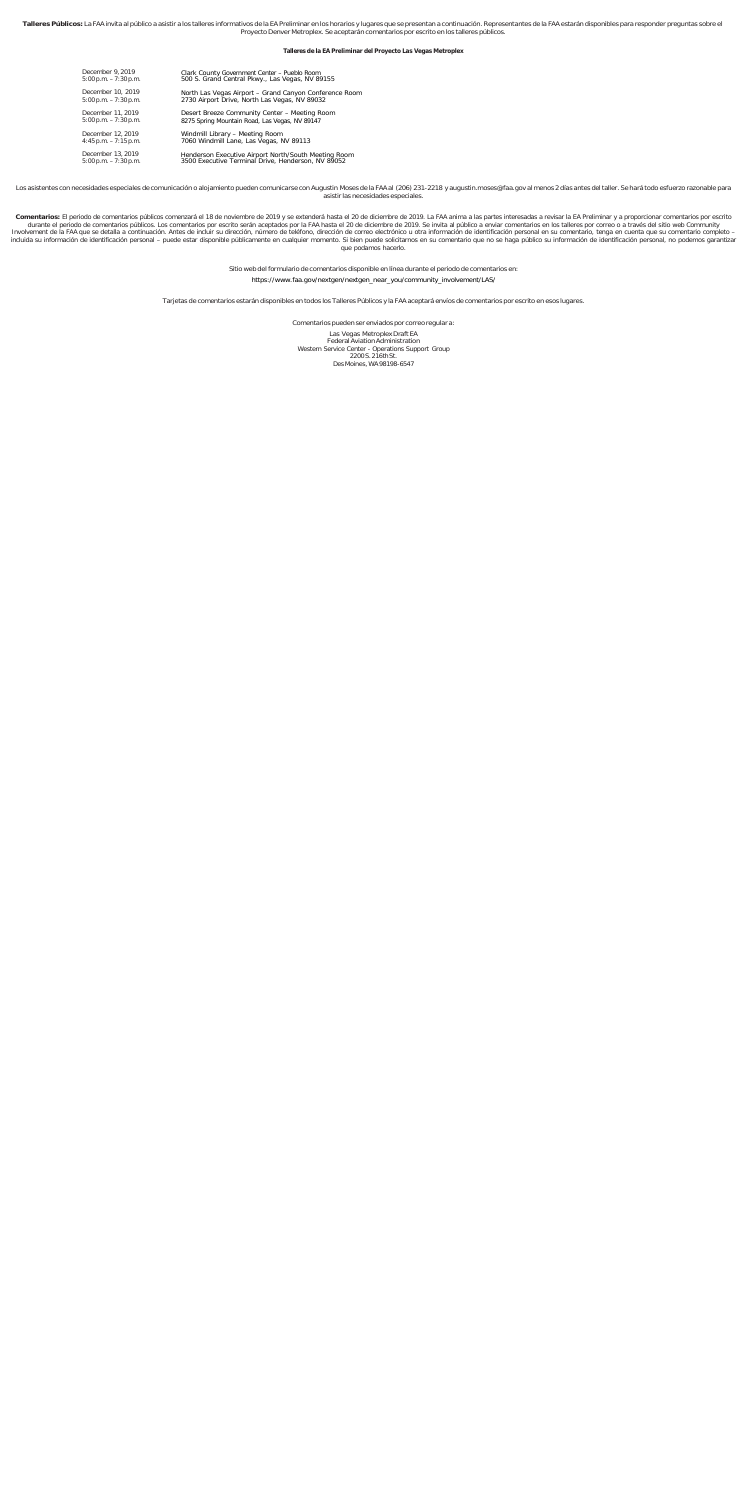**Talleres Públicos:** La FAA invita al público a asistir a los talleres informativos de la EA Preliminar en los horarios y lugares que se presentan a continuación. Representantes de la FAA estarán disponibles para responder preguntas sobre el Proyecto Denver Metroplex. Se aceptarán comentarios por escrito en los talleres públicos.

**Talleres de la EA Preliminar del Proyecto Las Vegas Metroplex**

| | |
|---|---|
| December 9, 2019<br>5:00 p.m. – 7:30 p.m. | Clark County Government Center – Pueblo Room<br>500 S. Grand Central Pkwy., Las Vegas, NV 89155 |
| December 10, 2019<br>5:00 p.m. – 7:30 p.m. | North Las Vegas Airport – Grand Canyon Conference Room<br>2730 Airport Drive, North Las Vegas, NV 89032 |
| December 11, 2019<br>5:00 p.m. – 7:30 p.m. | Desert Breeze Community Center – Meeting Room<br>8275 Spring Mountain Road, Las Vegas, NV 89147 |
| December 12, 2019<br>4:45 p.m. – 7:15 p.m. | Windmill Library – Meeting Room<br>7060 Windmill Lane, Las Vegas, NV 89113 |
| December 13, 2019<br>5:00 p.m. – 7:30 p.m. | Henderson Executive Airport North/South Meeting Room<br>3500 Executive Terminal Drive, Henderson, NV 89052 |

Los asistentes con necesidades especiales de comunicación o alojamiento pueden comunicarse con Augustin Moses de la FAA al (206) 231-2218 y augustin.moses@faa.gov al menos 2 días antes del taller. Se hará todo esfuerzo razonable para asistir las necesidades especiales.

**Comentarios:** El periodo de comentarios públicos comenzará el 18 de noviembre de 2019 y se extenderá hasta el 20 de diciembre de 2019. La FAA anima a las partes interesadas a revisar la EA Preliminar y a proporcionar comentarios por escrito durante el periodo de comentarios públicos. Los comentarios por escrito serán aceptados por la FAA hasta el 20 de diciembre de 2019. Se invita al público a enviar comentarios en los talleres por correo o a través del sitio web Community Involvement de la FAA que se detalla a continuación. Antes de incluir su dirección, número de teléfono, dirección de correo electrónico u otra información de identificación personal en su comentario, tenga en cuenta que su comentario completo – incluida su información de identificación personal – puede estar disponible públicamente en cualquier momento. Si bien puede solicitarnos en su comentario que no se haga público su información de identificación personal, no podemos garantizar que podamos hacerlo.

Sitio web del formulario de comentarios disponible en línea durante el periodo de comentarios en:

https://www.faa.gov/nextgen/nextgen_near_you/community_involvement/LAS/

Tarjetas de comentarios estarán disponibles en todos los Talleres Públicos y la FAA aceptará envíos de comentarios por escrito en esos lugares.

Comentarios pueden ser enviados por correo regular a:

Las Vegas Metroplex Draft EA
Federal Aviation Administration
Western Service Center – Operations Support Group
2200 S. 216th St.
Des Moines, WA 98198-6547